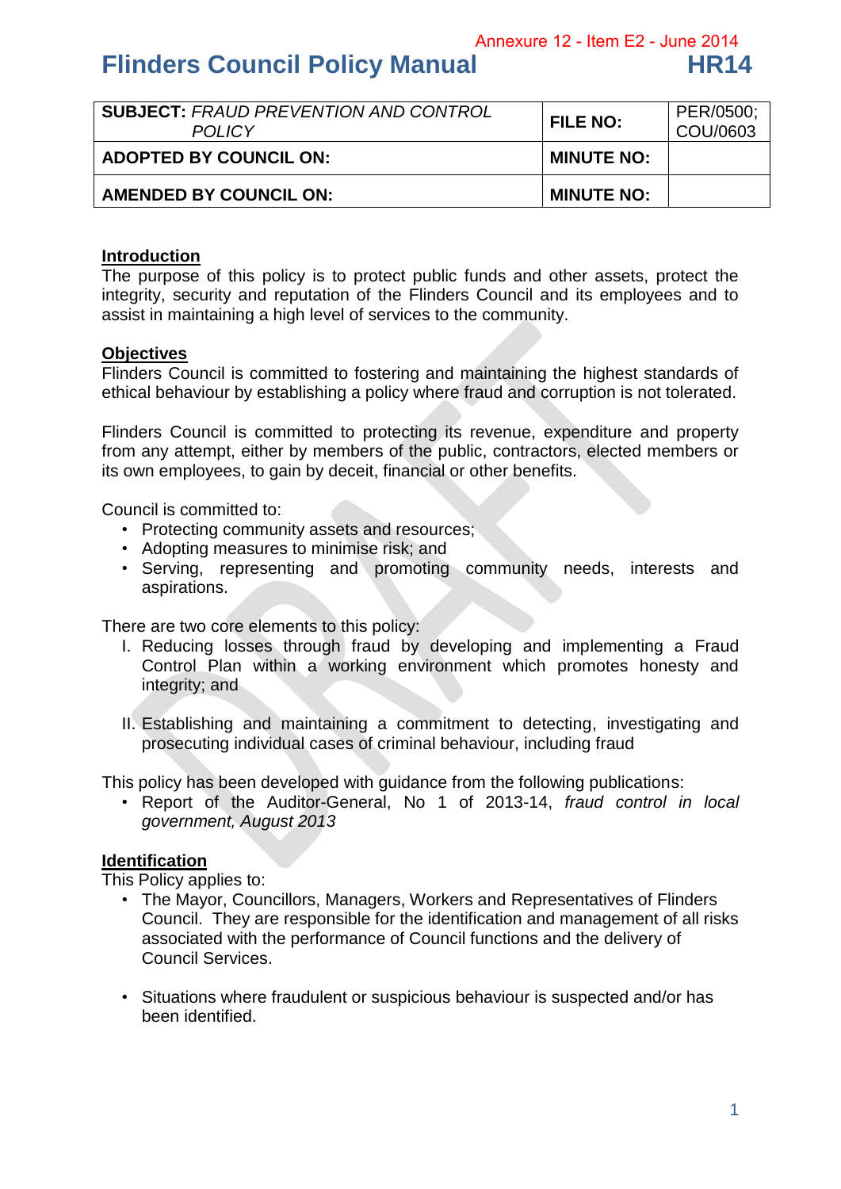Annexure 12 - Item E2 - June 2014

# Flinders Council Policy Manual HR14

| **SUBJECT:** *FRAUD PREVENTION AND CONTROL POLICY* | **FILE NO:** | PER/0500; COU/0603 |
|---|---|---|
| **ADOPTED BY COUNCIL ON:** | **MINUTE NO:** | |
| **AMENDED BY COUNCIL ON:** | **MINUTE NO:** | |

## Introduction

The purpose of this policy is to protect public funds and other assets, protect the integrity, security and reputation of the Flinders Council and its employees and to assist in maintaining a high level of services to the community.

## Objectives

Flinders Council is committed to fostering and maintaining the highest standards of ethical behaviour by establishing a policy where fraud and corruption is not tolerated.

Flinders Council is committed to protecting its revenue, expenditure and property from any attempt, either by members of the public, contractors, elected members or its own employees, to gain by deceit, financial or other benefits.

Council is committed to:

- Protecting community assets and resources;
- Adopting measures to minimise risk; and
- Serving, representing and promoting community needs, interests and aspirations.

There are two core elements to this policy:

I. Reducing losses through fraud by developing and implementing a Fraud Control Plan within a working environment which promotes honesty and integrity; and

II. Establishing and maintaining a commitment to detecting, investigating and prosecuting individual cases of criminal behaviour, including fraud

This policy has been developed with guidance from the following publications:

- Report of the Auditor-General, No 1 of 2013-14, *fraud control in local government, August 2013*

## Identification

This Policy applies to:

- The Mayor, Councillors, Managers, Workers and Representatives of Flinders Council. They are responsible for the identification and management of all risks associated with the performance of Council functions and the delivery of Council Services.

- Situations where fraudulent or suspicious behaviour is suspected and/or has been identified.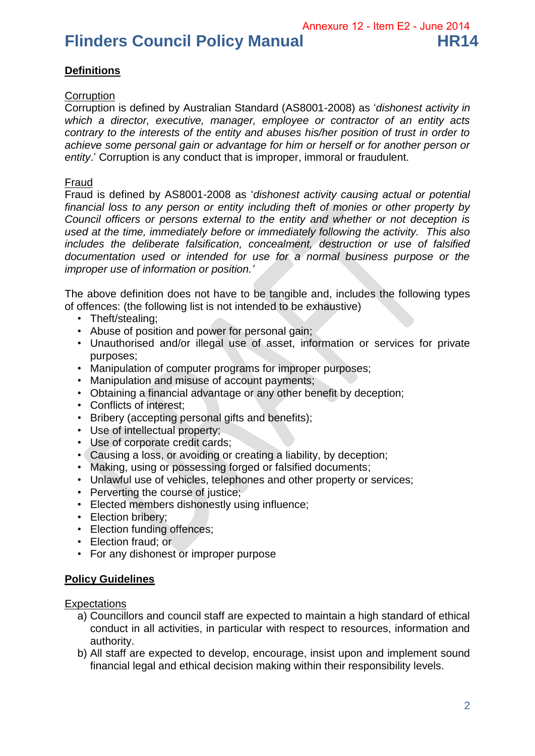## Definitions

Corruption

Corruption is defined by Australian Standard (AS8001-2008) as '*dishonest activity in which a director, executive, manager, employee or contractor of an entity acts contrary to the interests of the entity and abuses his/her position of trust in order to achieve some personal gain or advantage for him or herself or for another person or entity*.' Corruption is any conduct that is improper, immoral or fraudulent.

Fraud

Fraud is defined by AS8001-2008 as '*dishonest activity causing actual or potential financial loss to any person or entity including theft of monies or other property by Council officers or persons external to the entity and whether or not deception is used at the time, immediately before or immediately following the activity. This also includes the deliberate falsification, concealment, destruction or use of falsified documentation used or intended for use for a normal business purpose or the improper use of information or position.'*

The above definition does not have to be tangible and, includes the following types of offences: (the following list is not intended to be exhaustive)

- Theft/stealing;
- Abuse of position and power for personal gain;
- Unauthorised and/or illegal use of asset, information or services for private purposes;
- Manipulation of computer programs for improper purposes;
- Manipulation and misuse of account payments;
- Obtaining a financial advantage or any other benefit by deception;
- Conflicts of interest;
- Bribery (accepting personal gifts and benefits);
- Use of intellectual property;
- Use of corporate credit cards;
- Causing a loss, or avoiding or creating a liability, by deception;
- Making, using or possessing forged or falsified documents;
- Unlawful use of vehicles, telephones and other property or services;
- Perverting the course of justice;
- Elected members dishonestly using influence;
- Election bribery;
- Election funding offences;
- Election fraud; or
- For any dishonest or improper purpose

## Policy Guidelines

Expectations

a) Councillors and council staff are expected to maintain a high standard of ethical conduct in all activities, in particular with respect to resources, information and authority.
b) All staff are expected to develop, encourage, insist upon and implement sound financial legal and ethical decision making within their responsibility levels.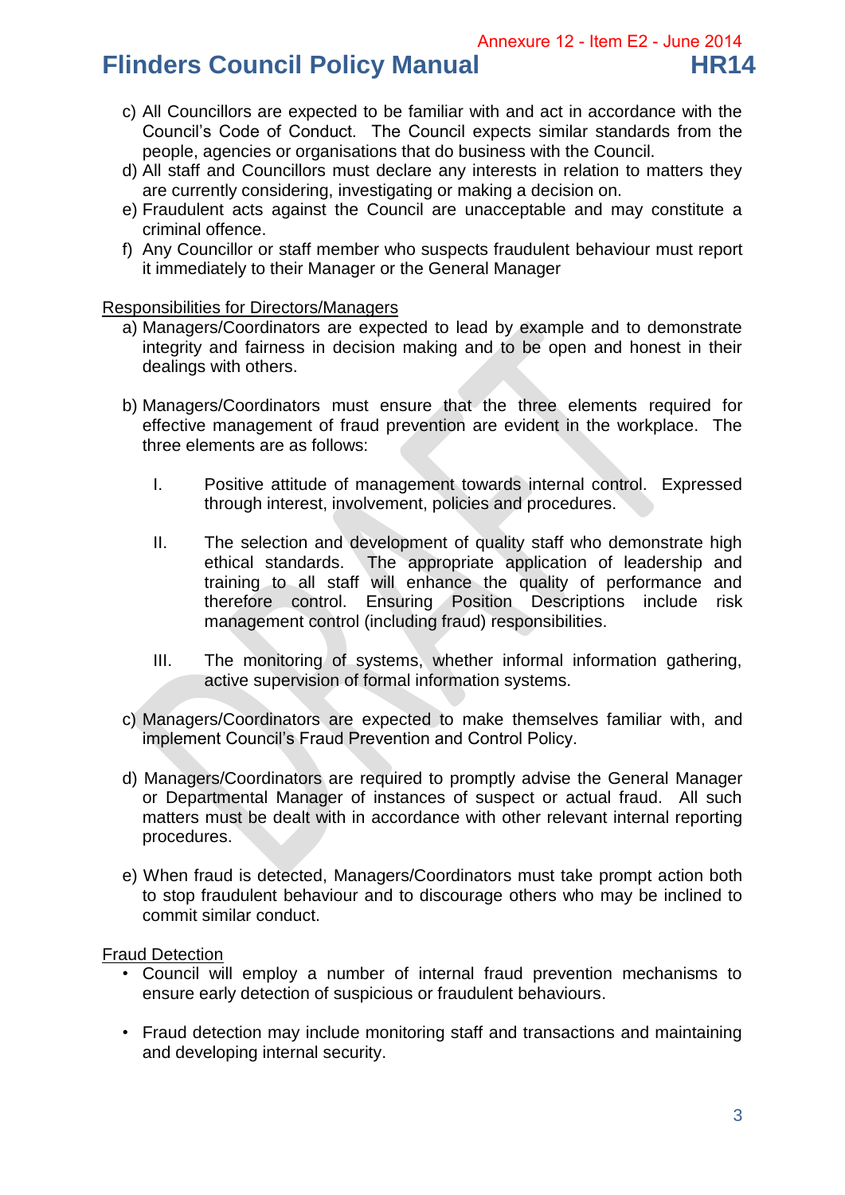c) All Councillors are expected to be familiar with and act in accordance with the Council's Code of Conduct. The Council expects similar standards from the people, agencies or organisations that do business with the Council.
d) All staff and Councillors must declare any interests in relation to matters they are currently considering, investigating or making a decision on.
e) Fraudulent acts against the Council are unacceptable and may constitute a criminal offence.
f) Any Councillor or staff member who suspects fraudulent behaviour must report it immediately to their Manager or the General Manager

Responsibilities for Directors/Managers

a) Managers/Coordinators are expected to lead by example and to demonstrate integrity and fairness in decision making and to be open and honest in their dealings with others.

b) Managers/Coordinators must ensure that the three elements required for effective management of fraud prevention are evident in the workplace. The three elements are as follows:

   I. Positive attitude of management towards internal control. Expressed through interest, involvement, policies and procedures.

   II. The selection and development of quality staff who demonstrate high ethical standards. The appropriate application of leadership and training to all staff will enhance the quality of performance and therefore control. Ensuring Position Descriptions include risk management control (including fraud) responsibilities.

   III. The monitoring of systems, whether informal information gathering, active supervision of formal information systems.

c) Managers/Coordinators are expected to make themselves familiar with, and implement Council's Fraud Prevention and Control Policy.

d) Managers/Coordinators are required to promptly advise the General Manager or Departmental Manager of instances of suspect or actual fraud. All such matters must be dealt with in accordance with other relevant internal reporting procedures.

e) When fraud is detected, Managers/Coordinators must take prompt action both to stop fraudulent behaviour and to discourage others who may be inclined to commit similar conduct.

Fraud Detection

- Council will employ a number of internal fraud prevention mechanisms to ensure early detection of suspicious or fraudulent behaviours.

- Fraud detection may include monitoring staff and transactions and maintaining and developing internal security.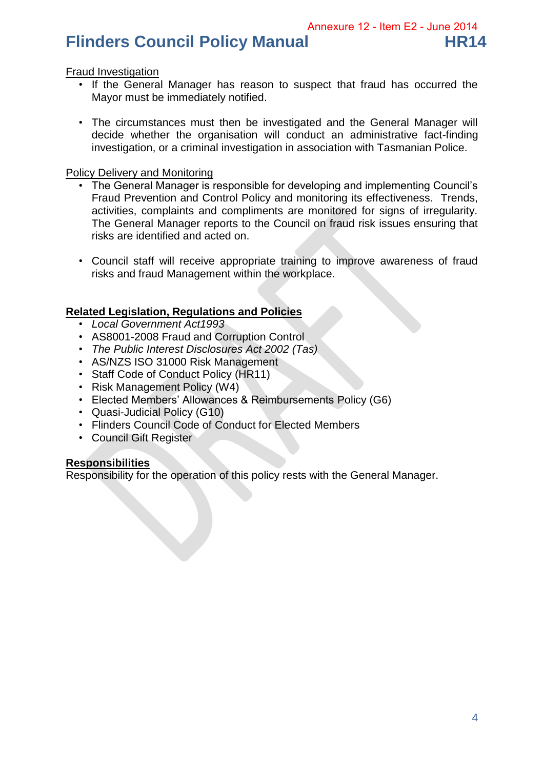Fraud Investigation

- If the General Manager has reason to suspect that fraud has occurred the Mayor must be immediately notified.

- The circumstances must then be investigated and the General Manager will decide whether the organisation will conduct an administrative fact-finding investigation, or a criminal investigation in association with Tasmanian Police.

Policy Delivery and Monitoring

- The General Manager is responsible for developing and implementing Council's Fraud Prevention and Control Policy and monitoring its effectiveness. Trends, activities, complaints and compliments are monitored for signs of irregularity. The General Manager reports to the Council on fraud risk issues ensuring that risks are identified and acted on.

- Council staff will receive appropriate training to improve awareness of fraud risks and fraud Management within the workplace.

## Related Legislation, Regulations and Policies

- *Local Government Act1993*
- AS8001-2008 Fraud and Corruption Control
- *The Public Interest Disclosures Act 2002 (Tas)*
- AS/NZS ISO 31000 Risk Management
- Staff Code of Conduct Policy (HR11)
- Risk Management Policy (W4)
- Elected Members' Allowances & Reimbursements Policy (G6)
- Quasi-Judicial Policy (G10)
- Flinders Council Code of Conduct for Elected Members
- Council Gift Register

## Responsibilities

Responsibility for the operation of this policy rests with the General Manager.